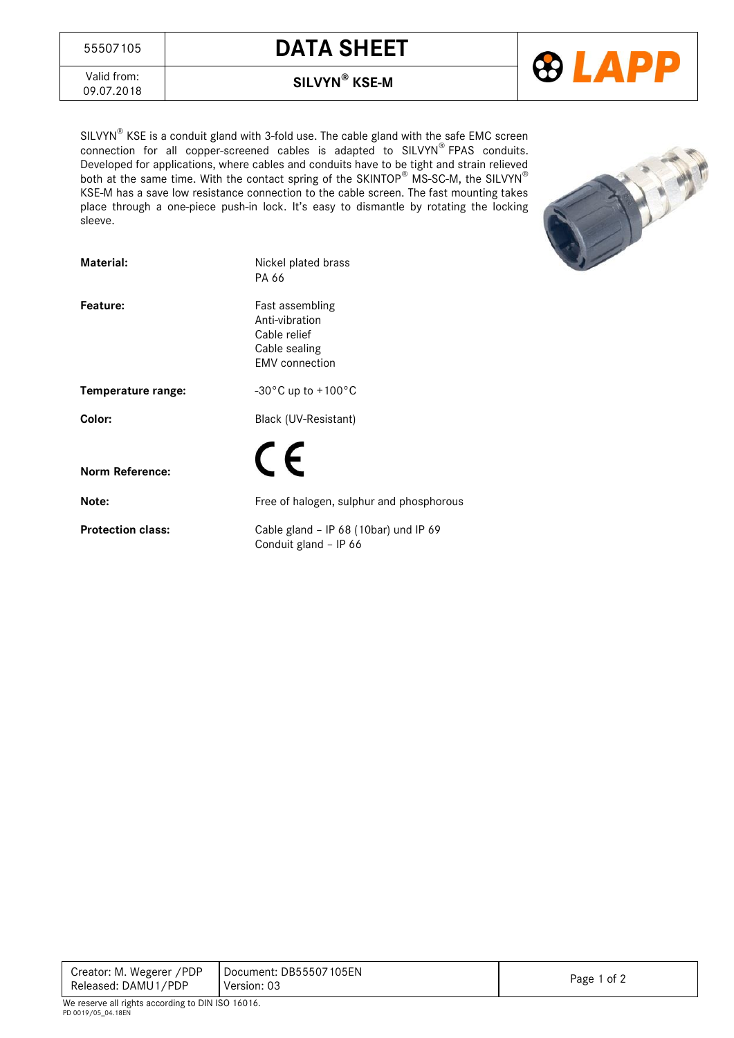| 55507105 | DATA SHEET |
| --- | --- |
| Valid from: 09.07.2018 | SILVYN® KSE-M |

SILVYN® KSE is a conduit gland with 3-fold use. The cable gland with the safe EMC screen connection for all copper-screened cables is adapted to SILVYN® FPAS conduits. Developed for applications, where cables and conduits have to be tight and strain relieved both at the same time. With the contact spring of the SKINTOP® MS-SC-M, the SILVYN® KSE-M has a save low resistance connection to the cable screen. The fast mounting takes place through a one-piece push-in lock. It's easy to dismantle by rotating the locking sleeve.

**Material:** Nickel plated brass
PA 66

**Feature:** Fast assembling
Anti-vibration
Cable relief
Cable sealing
EMV connection

**Temperature range:** -30°C up to +100°C

**Color:** Black (UV-Resistant)

**Norm Reference:** CE

**Note:** Free of halogen, sulphur and phosphorous

**Protection class:** Cable gland – IP 68 (10bar) und IP 69
Conduit gland – IP 66

| Creator: M. Wegerer /PDP<br>Released: DAMU1/PDP | Document: DB55507105EN<br>Version: 03 |
| --- | --- |

We reserve all rights according to DIN ISO 16016.
PD 0019/05_04.18EN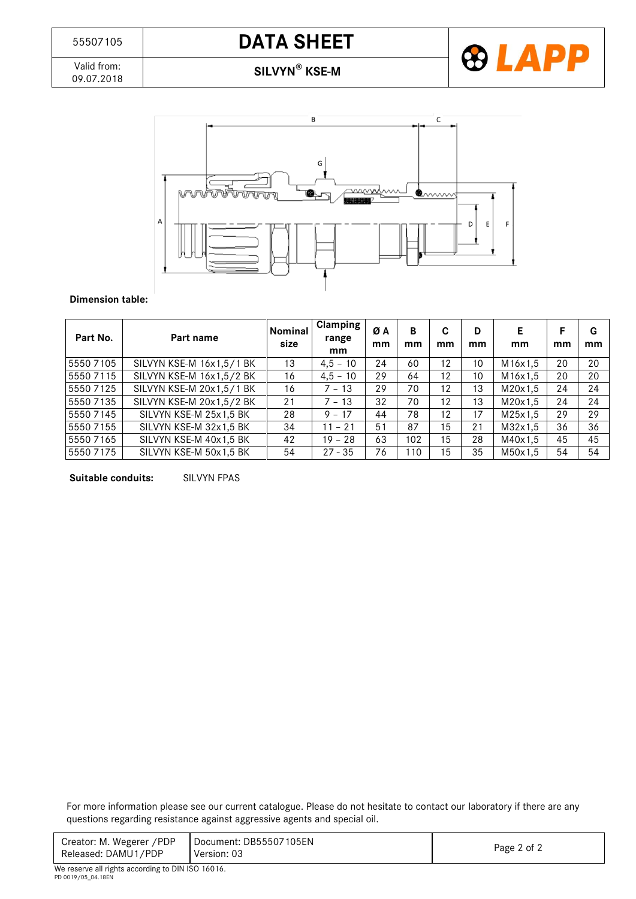**Dimension table:**

| Part No. | Part name | Nominal size | Clamping range mm | Ø A mm | B mm | C mm | D mm | E mm | F mm | G mm |
|---|---|---|---|---|---|---|---|---|---|---|
| 5550 7105 | SILVYN KSE-M 16x1,5/1 BK | 13 | 4,5 – 10 | 24 | 60 | 12 | 10 | M16x1,5 | 20 | 20 |
| 5550 7115 | SILVYN KSE-M 16x1,5/2 BK | 16 | 4,5 – 10 | 29 | 64 | 12 | 10 | M16x1,5 | 20 | 20 |
| 5550 7125 | SILVYN KSE-M 20x1,5/1 BK | 16 | 7 – 13 | 29 | 70 | 12 | 13 | M20x1,5 | 24 | 24 |
| 5550 7135 | SILVYN KSE-M 20x1,5/2 BK | 21 | 7 – 13 | 32 | 70 | 12 | 13 | M20x1,5 | 24 | 24 |
| 5550 7145 | SILVYN KSE-M 25x1,5 BK | 28 | 9 – 17 | 44 | 78 | 12 | 17 | M25x1,5 | 29 | 29 |
| 5550 7155 | SILVYN KSE-M 32x1,5 BK | 34 | 11 – 21 | 51 | 87 | 15 | 21 | M32x1,5 | 36 | 36 |
| 5550 7165 | SILVYN KSE-M 40x1,5 BK | 42 | 19 – 28 | 63 | 102 | 15 | 28 | M40x1,5 | 45 | 45 |
| 5550 7175 | SILVYN KSE-M 50x1,5 BK | 54 | 27 - 35 | 76 | 110 | 15 | 35 | M50x1,5 | 54 | 54 |

**Suitable conduits:** SILVYN FPAS

For more information please see our current catalogue. Please do not hesitate to contact our laboratory if there are any questions regarding resistance against aggressive agents and special oil.